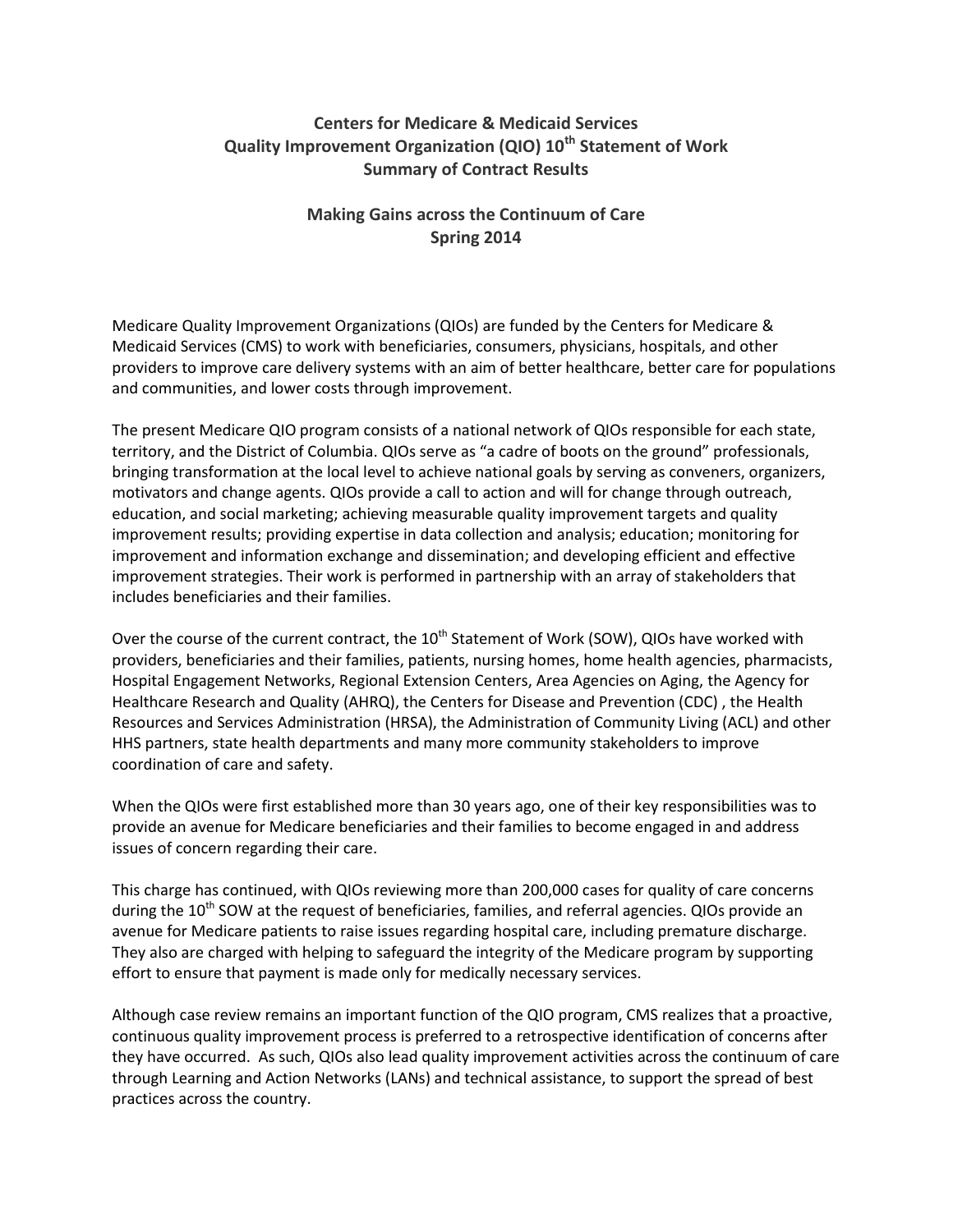# Centers for Medicare & Medicaid Services
# Quality Improvement Organization (QIO) 10th Statement of Work
# Summary of Contract Results

## Making Gains across the Continuum of Care
## Spring 2014

Medicare Quality Improvement Organizations (QIOs) are funded by the Centers for Medicare & Medicaid Services (CMS) to work with beneficiaries, consumers, physicians, hospitals, and other providers to improve care delivery systems with an aim of better healthcare, better care for populations and communities, and lower costs through improvement.

The present Medicare QIO program consists of a national network of QIOs responsible for each state, territory, and the District of Columbia. QIOs serve as "a cadre of boots on the ground" professionals, bringing transformation at the local level to achieve national goals by serving as conveners, organizers, motivators and change agents. QIOs provide a call to action and will for change through outreach, education, and social marketing; achieving measurable quality improvement targets and quality improvement results; providing expertise in data collection and analysis; education; monitoring for improvement and information exchange and dissemination; and developing efficient and effective improvement strategies. Their work is performed in partnership with an array of stakeholders that includes beneficiaries and their families.

Over the course of the current contract, the 10th Statement of Work (SOW), QIOs have worked with providers, beneficiaries and their families, patients, nursing homes, home health agencies, pharmacists, Hospital Engagement Networks, Regional Extension Centers, Area Agencies on Aging, the Agency for Healthcare Research and Quality (AHRQ), the Centers for Disease and Prevention (CDC) , the Health Resources and Services Administration (HRSA), the Administration of Community Living (ACL) and other HHS partners, state health departments and many more community stakeholders to improve coordination of care and safety.

When the QIOs were first established more than 30 years ago, one of their key responsibilities was to provide an avenue for Medicare beneficiaries and their families to become engaged in and address issues of concern regarding their care.

This charge has continued, with QIOs reviewing more than 200,000 cases for quality of care concerns during the 10th SOW at the request of beneficiaries, families, and referral agencies. QIOs provide an avenue for Medicare patients to raise issues regarding hospital care, including premature discharge. They also are charged with helping to safeguard the integrity of the Medicare program by supporting effort to ensure that payment is made only for medically necessary services.

Although case review remains an important function of the QIO program, CMS realizes that a proactive, continuous quality improvement process is preferred to a retrospective identification of concerns after they have occurred. As such, QIOs also lead quality improvement activities across the continuum of care through Learning and Action Networks (LANs) and technical assistance, to support the spread of best practices across the country.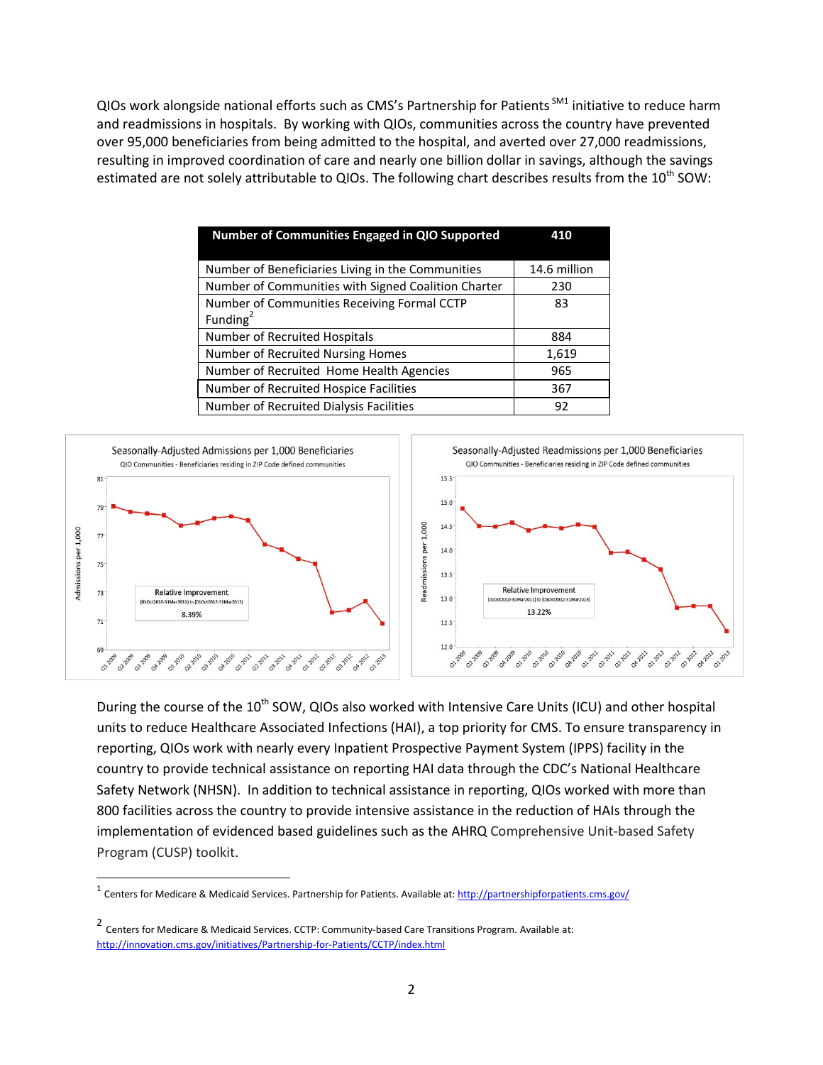QIOs work alongside national efforts such as CMS's Partnership for Patients[SM1] initiative to reduce harm and readmissions in hospitals. By working with QIOs, communities across the country have prevented over 95,000 beneficiaries from being admitted to the hospital, and averted over 27,000 readmissions, resulting in improved coordination of care and nearly one billion dollar in savings, although the savings estimated are not solely attributable to QIOs. The following chart describes results from the 10th SOW:

| **Number of Communities Engaged in QIO Supported** | **410** |
|---|---|
| Number of Beneficiaries Living in the Communities | 14.6 million |
| Number of Communities with Signed Coalition Charter | 230 |
| Number of Communities Receiving Formal CCTP Funding[2] | 83 |
| Number of Recruited Hospitals | 884 |
| Number of Recruited Nursing Homes | 1,619 |
| Number of Recruited Home Health Agencies | 965 |
| Number of Recruited Hospice Facilities | 367 |
| Number of Recruited Dialysis Facilities | 92 |

**Seasonally-Adjusted Admissions per 1,000 Beneficiaries**
QIO Communities - Beneficiaries residing in ZIP Code defined communities
Relative Improvement (01Oct2010-31Mar2011) to (01Oct2012-31Mar2013): 8.39%

**Seasonally-Adjusted Readmissions per 1,000 Beneficiaries**
QIO Communities - Beneficiaries residing in ZIP Code defined communities
Relative Improvement (01Oct2010-31Mar2011) to (01Oct2012-31Mar2013): 13.22%

During the course of the 10th SOW, QIOs also worked with Intensive Care Units (ICU) and other hospital units to reduce Healthcare Associated Infections (HAI), a top priority for CMS. To ensure transparency in reporting, QIOs work with nearly every Inpatient Prospective Payment System (IPPS) facility in the country to provide technical assistance on reporting HAI data through the CDC's National Healthcare Safety Network (NHSN). In addition to technical assistance in reporting, QIOs worked with more than 800 facilities across the country to provide intensive assistance in the reduction of HAIs through the implementation of evidenced based guidelines such as the AHRQ Comprehensive Unit-based Safety Program (CUSP) toolkit.

---

[1] Centers for Medicare & Medicaid Services. Partnership for Patients. Available at: http://partnershipforpatients.cms.gov/

[2] Centers for Medicare & Medicaid Services. CCTP: Community-based Care Transitions Program. Available at: http://innovation.cms.gov/initiatives/Partnership-for-Patients/CCTP/index.html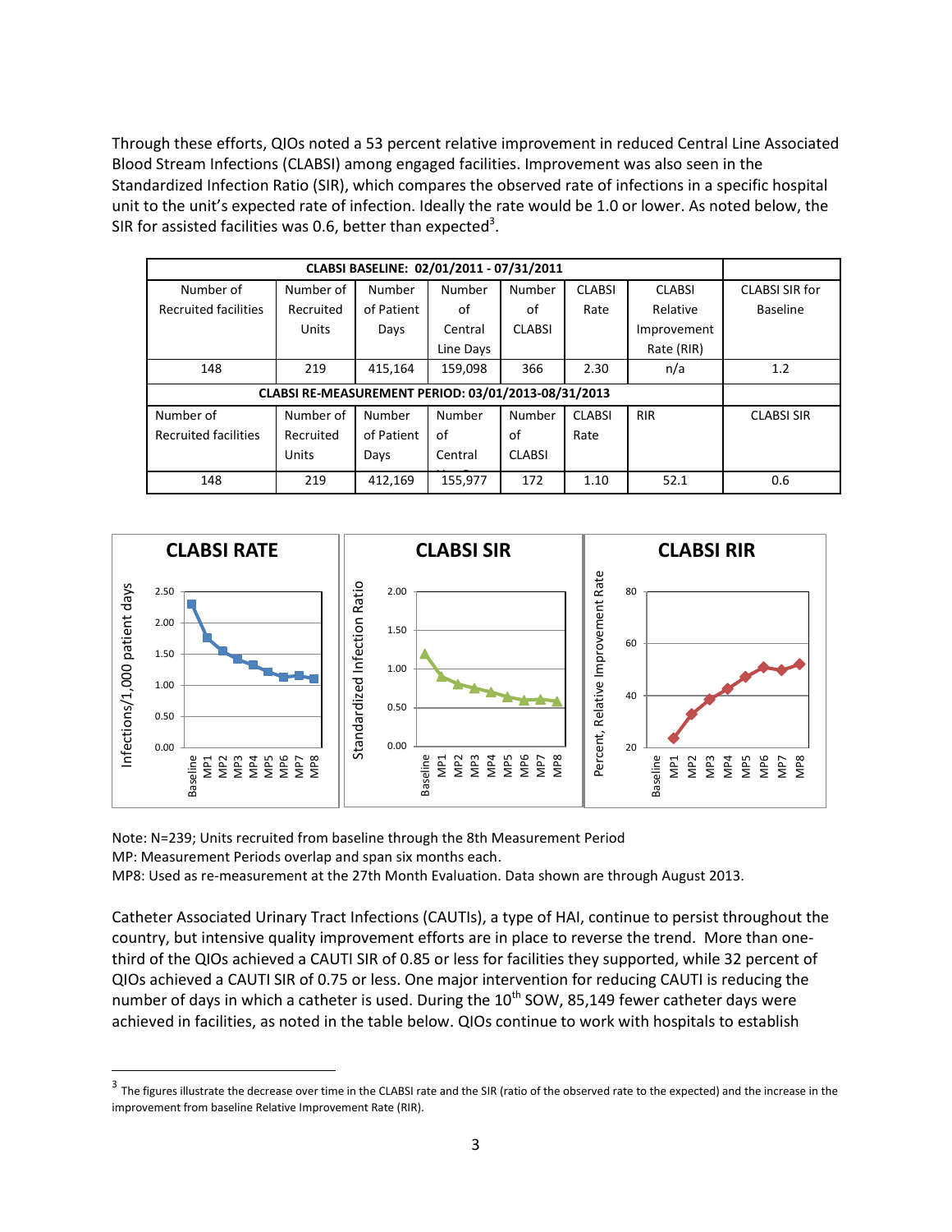Through these efforts, QIOs noted a 53 percent relative improvement in reduced Central Line Associated Blood Stream Infections (CLABSI) among engaged facilities. Improvement was also seen in the Standardized Infection Ratio (SIR), which compares the observed rate of infections in a specific hospital unit to the unit's expected rate of infection. Ideally the rate would be 1.0 or lower. As noted below, the SIR for assisted facilities was 0.6, better than expected[3].

| CLABSI BASELINE: 02/01/2011 - 07/31/2011 | | | | | | | |
|---|---|---|---|---|---|---|---|
| Number of Recruited facilities | Number of Recruited Units | Number of Patient Days | Number of Central Line Days | Number of CLABSI | CLABSI Rate | CLABSI Relative Improvement Rate (RIR) | CLABSI SIR for Baseline |
| 148 | 219 | 415,164 | 159,098 | 366 | 2.30 | n/a | 1.2 |
| **CLABSI RE-MEASUREMENT PERIOD: 03/01/2013-08/31/2013** | | | | | | | |
| Number of Recruited facilities | Number of Recruited Units | Number of Patient Days | Number of Central | Number of CLABSI | CLABSI Rate | RIR | CLABSI SIR |
| 148 | 219 | 412,169 | 155,977 | 172 | 1.10 | 52.1 | 0.6 |

Note: N=239; Units recruited from baseline through the 8th Measurement Period
MP: Measurement Periods overlap and span six months each.
MP8: Used as re-measurement at the 27th Month Evaluation. Data shown are through August 2013.

Catheter Associated Urinary Tract Infections (CAUTIs), a type of HAI, continue to persist throughout the country, but intensive quality improvement efforts are in place to reverse the trend. More than one-third of the QIOs achieved a CAUTI SIR of 0.85 or less for facilities they supported, while 32 percent of QIOs achieved a CAUTI SIR of 0.75 or less. One major intervention for reducing CAUTI is reducing the number of days in which a catheter is used. During the 10th SOW, 85,149 fewer catheter days were achieved in facilities, as noted in the table below. QIOs continue to work with hospitals to establish

[3] The figures illustrate the decrease over time in the CLABSI rate and the SIR (ratio of the observed rate to the expected) and the increase in the improvement from baseline Relative Improvement Rate (RIR).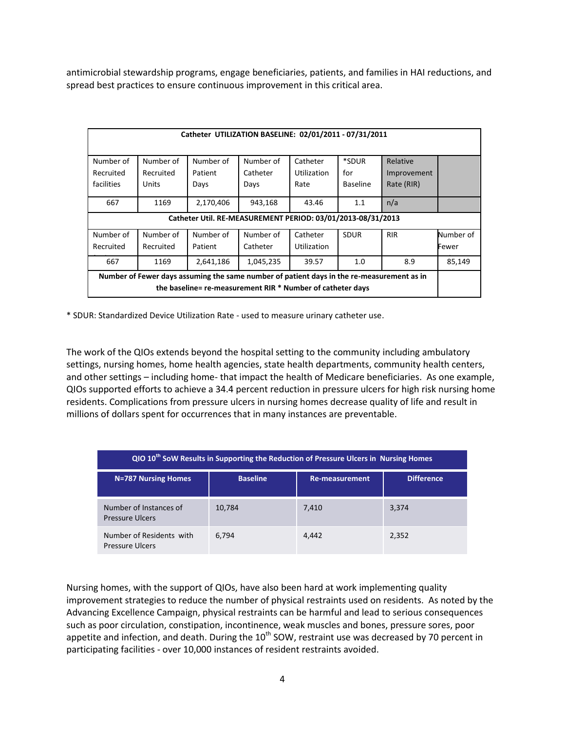antimicrobial stewardship programs, engage beneficiaries, patients, and families in HAI reductions, and spread best practices to ensure continuous improvement in this critical area.

| Catheter UTILIZATION BASELINE: 02/01/2011 - 07/31/2011 | | | | | | | |
|---|---|---|---|---|---|---|---|
| Number of Recruited facilities | Number of Recruited Units | Number of Patient Days | Number of Catheter Days | Catheter Utilization Rate | *SDUR for Baseline | Relative Improvement Rate (RIR) | |
| 667 | 1169 | 2,170,406 | 943,168 | 43.46 | 1.1 | n/a | |
| **Catheter Util. RE-MEASUREMENT PERIOD: 03/01/2013-08/31/2013** | | | | | | | |
| Number of Recruited | Number of Recruited | Number of Patient | Number of Catheter | Catheter Utilization | SDUR | RIR | Number of Fewer |
| 667 | 1169 | 2,641,186 | 1,045,235 | 39.57 | 1.0 | 8.9 | 85,149 |
| **Number of Fewer days assuming the same number of patient days in the re-measurement as in the baseline= re-measurement RIR * Number of catheter days** | | | | | | | |

* SDUR: Standardized Device Utilization Rate - used to measure urinary catheter use.

The work of the QIOs extends beyond the hospital setting to the community including ambulatory settings, nursing homes, home health agencies, state health departments, community health centers, and other settings – including home- that impact the health of Medicare beneficiaries. As one example, QIOs supported efforts to achieve a 34.4 percent reduction in pressure ulcers for high risk nursing home residents. Complications from pressure ulcers in nursing homes decrease quality of life and result in millions of dollars spent for occurrences that in many instances are preventable.

| QIO 10th SoW Results in Supporting the Reduction of Pressure Ulcers in Nursing Homes | | | |
|---|---|---|---|
| **N=787 Nursing Homes** | **Baseline** | **Re-measurement** | **Difference** |
| Number of Instances of Pressure Ulcers | 10,784 | 7,410 | 3,374 |
| Number of Residents with Pressure Ulcers | 6,794 | 4,442 | 2,352 |

Nursing homes, with the support of QIOs, have also been hard at work implementing quality improvement strategies to reduce the number of physical restraints used on residents. As noted by the Advancing Excellence Campaign, physical restraints can be harmful and lead to serious consequences such as poor circulation, constipation, incontinence, weak muscles and bones, pressure sores, poor appetite and infection, and death. During the 10th SOW, restraint use was decreased by 70 percent in participating facilities - over 10,000 instances of resident restraints avoided.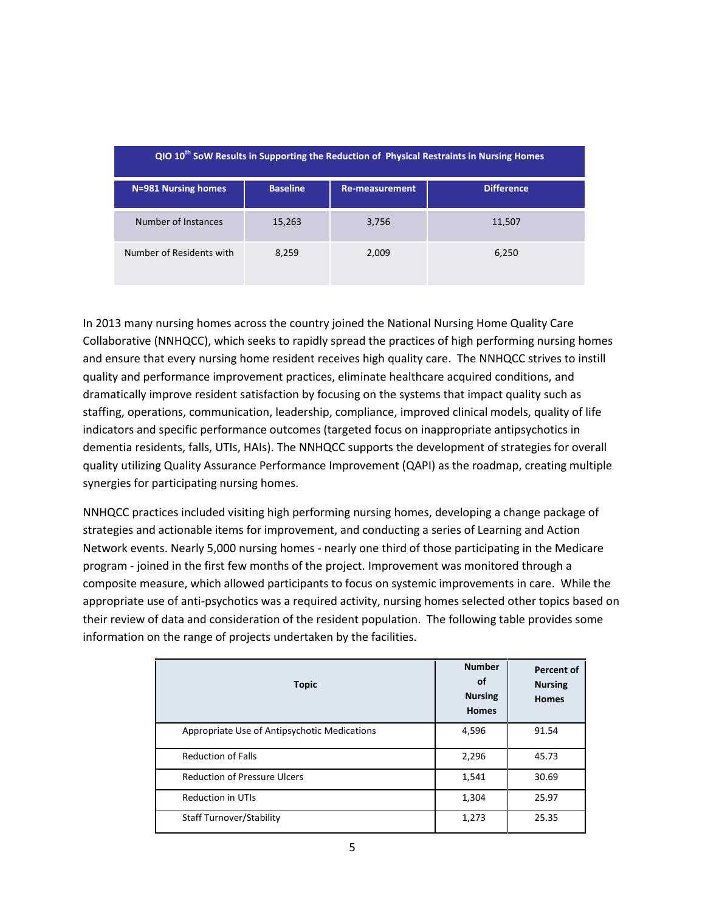| QIO 10th SoW Results in Supporting the Reduction of Physical Restraints in Nursing Homes | | | |
|---|---|---|---|
| **N=981 Nursing homes** | **Baseline** | **Re-measurement** | **Difference** |
| Number of Instances | 15,263 | 3,756 | 11,507 |
| Number of Residents with | 8,259 | 2,009 | 6,250 |

In 2013 many nursing homes across the country joined the National Nursing Home Quality Care Collaborative (NNHQCC), which seeks to rapidly spread the practices of high performing nursing homes and ensure that every nursing home resident receives high quality care. The NNHQCC strives to instill quality and performance improvement practices, eliminate healthcare acquired conditions, and dramatically improve resident satisfaction by focusing on the systems that impact quality such as staffing, operations, communication, leadership, compliance, improved clinical models, quality of life indicators and specific performance outcomes (targeted focus on inappropriate antipsychotics in dementia residents, falls, UTIs, HAIs). The NNHQCC supports the development of strategies for overall quality utilizing Quality Assurance Performance Improvement (QAPI) as the roadmap, creating multiple synergies for participating nursing homes.

NNHQCC practices included visiting high performing nursing homes, developing a change package of strategies and actionable items for improvement, and conducting a series of Learning and Action Network events. Nearly 5,000 nursing homes - nearly one third of those participating in the Medicare program - joined in the first few months of the project. Improvement was monitored through a composite measure, which allowed participants to focus on systemic improvements in care. While the appropriate use of anti-psychotics was a required activity, nursing homes selected other topics based on their review of data and consideration of the resident population. The following table provides some information on the range of projects undertaken by the facilities.

| Topic | Number of Nursing Homes | Percent of Nursing Homes |
|---|---|---|
| Appropriate Use of Antipsychotic Medications | 4,596 | 91.54 |
| Reduction of Falls | 2,296 | 45.73 |
| Reduction of Pressure Ulcers | 1,541 | 30.69 |
| Reduction in UTIs | 1,304 | 25.97 |
| Staff Turnover/Stability | 1,273 | 25.35 |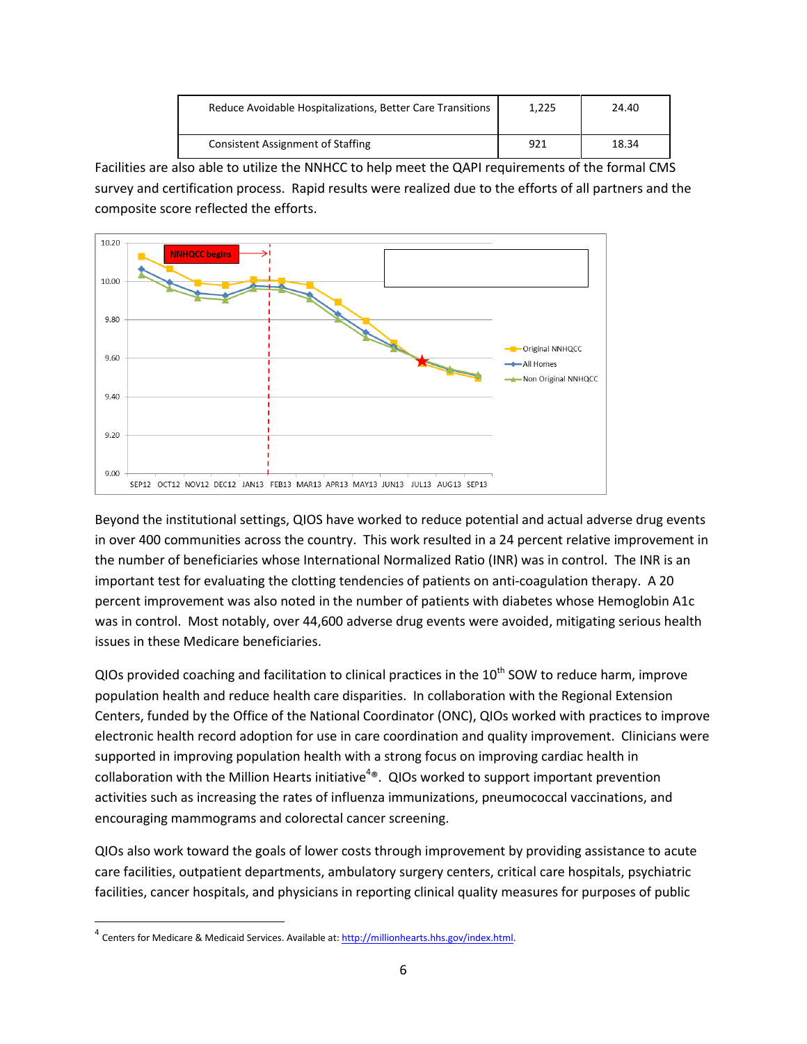| | | |
|---|---|---|
| Reduce Avoidable Hospitalizations, Better Care Transitions | 1,225 | 24.40 |
| Consistent Assignment of Staffing | 921 | 18.34 |

Facilities are also able to utilize the NNHCC to help meet the QAPI requirements of the formal CMS survey and certification process. Rapid results were realized due to the efforts of all partners and the composite score reflected the efforts.

Beyond the institutional settings, QIOS have worked to reduce potential and actual adverse drug events in over 400 communities across the country. This work resulted in a 24 percent relative improvement in the number of beneficiaries whose International Normalized Ratio (INR) was in control. The INR is an important test for evaluating the clotting tendencies of patients on anti-coagulation therapy. A 20 percent improvement was also noted in the number of patients with diabetes whose Hemoglobin A1c was in control. Most notably, over 44,600 adverse drug events were avoided, mitigating serious health issues in these Medicare beneficiaries.

QIOs provided coaching and facilitation to clinical practices in the 10th SOW to reduce harm, improve population health and reduce health care disparities. In collaboration with the Regional Extension Centers, funded by the Office of the National Coordinator (ONC), QIOs worked with practices to improve electronic health record adoption for use in care coordination and quality improvement. Clinicians were supported in improving population health with a strong focus on improving cardiac health in collaboration with the Million Hearts initiative[4]®. QIOs worked to support important prevention activities such as increasing the rates of influenza immunizations, pneumococcal vaccinations, and encouraging mammograms and colorectal cancer screening.

QIOs also work toward the goals of lower costs through improvement by providing assistance to acute care facilities, outpatient departments, ambulatory surgery centers, critical care hospitals, psychiatric facilities, cancer hospitals, and physicians in reporting clinical quality measures for purposes of public

[4] Centers for Medicare & Medicaid Services. Available at: http://millionhearts.hhs.gov/index.html.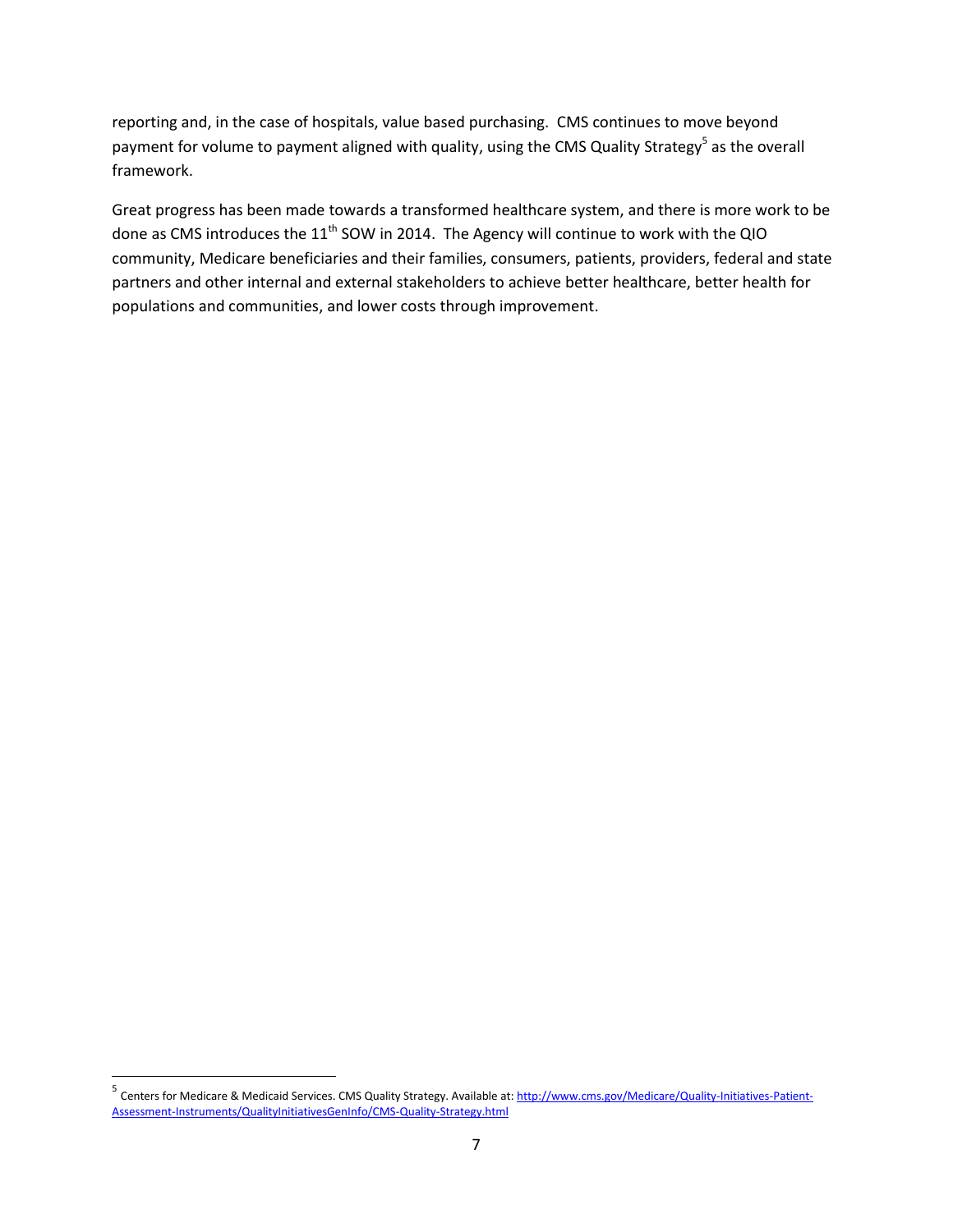reporting and, in the case of hospitals, value based purchasing. CMS continues to move beyond payment for volume to payment aligned with quality, using the CMS Quality Strategy[5] as the overall framework.

Great progress has been made towards a transformed healthcare system, and there is more work to be done as CMS introduces the 11th SOW in 2014. The Agency will continue to work with the QIO community, Medicare beneficiaries and their families, consumers, patients, providers, federal and state partners and other internal and external stakeholders to achieve better healthcare, better health for populations and communities, and lower costs through improvement.

---

[5] Centers for Medicare & Medicaid Services. CMS Quality Strategy. Available at: http://www.cms.gov/Medicare/Quality-Initiatives-Patient-Assessment-Instruments/QualityInitiativesGenInfo/CMS-Quality-Strategy.html